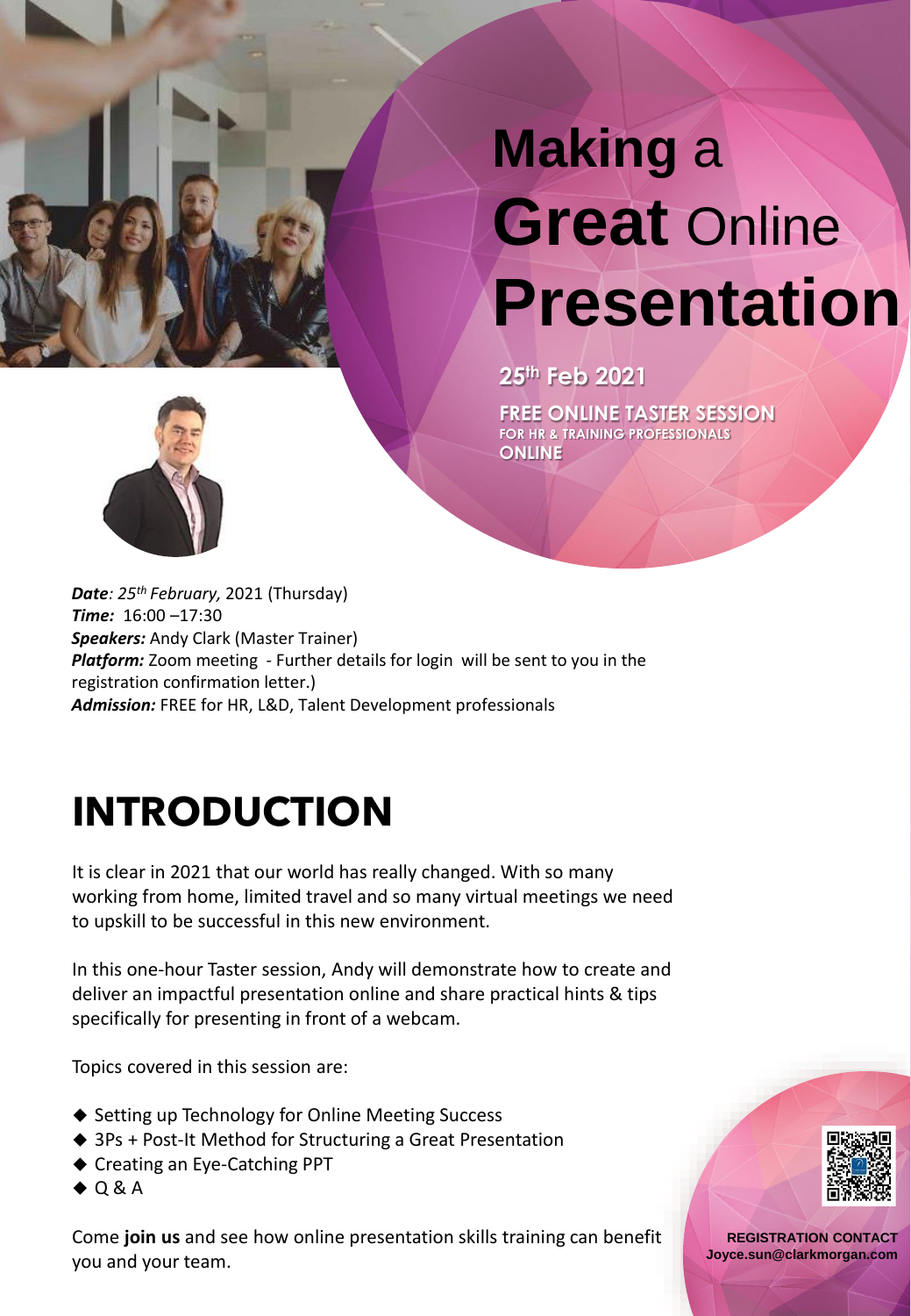# **Making** a **Great** Online **Presentation**

**25th Feb 2021**

**FREE ONLINE TASTER SESSION**
**FOR HR & TRAINING PROFESSIONALS**
**ONLINE**

***Date****: 25th February,* 2021 (Thursday)
***Time:*** 16:00 –17:30
***Speakers:*** Andy Clark (Master Trainer)
***Platform:*** Zoom meeting - Further details for login will be sent to you in the registration confirmation letter.)
***Admission:*** FREE for HR, L&D, Talent Development professionals

## INTRODUCTION

It is clear in 2021 that our world has really changed. With so many working from home, limited travel and so many virtual meetings we need to upskill to be successful in this new environment.

In this one-hour Taster session, Andy will demonstrate how to create and deliver an impactful presentation online and share practical hints & tips specifically for presenting in front of a webcam.

Topics covered in this session are:

- Setting up Technology for Online Meeting Success
- 3Ps + Post-It Method for Structuring a Great Presentation
- Creating an Eye-Catching PPT
- Q & A

Come **join us** and see how online presentation skills training can benefit you and your team.

**REGISTRATION CONTACT**
**Joyce.sun@clarkmorgan.com**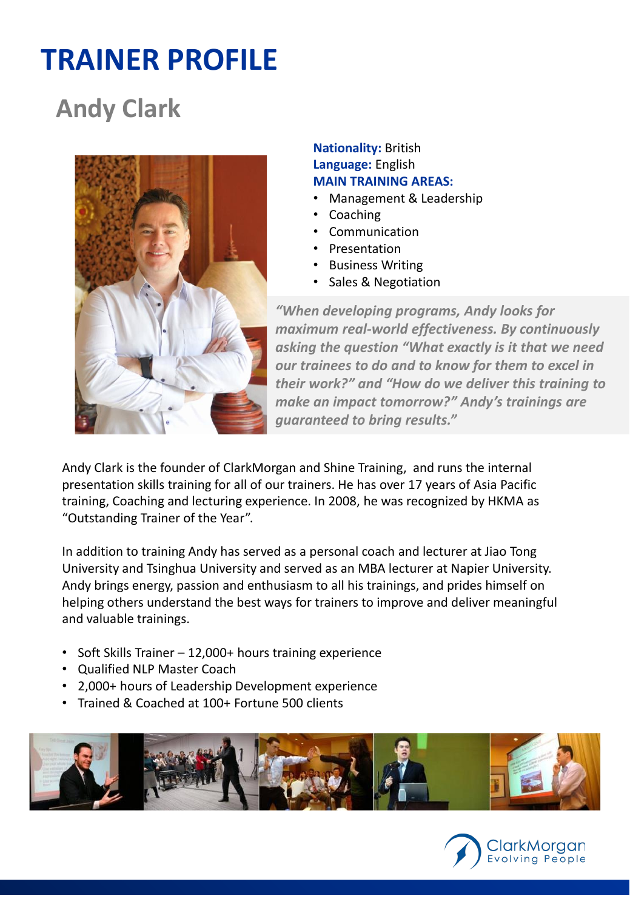# TRAINER PROFILE

## Andy Clark

**Nationality:** British
**Language:** English
**MAIN TRAINING AREAS:**

- Management & Leadership
- Coaching
- Communication
- Presentation
- Business Writing
- Sales & Negotiation

***"When developing programs, Andy looks for maximum real-world effectiveness. By continuously asking the question "What exactly is it that we need our trainees to do and to know for them to excel in their work?" and "How do we deliver this training to make an impact tomorrow?" Andy's trainings are guaranteed to bring results."***

Andy Clark is the founder of ClarkMorgan and Shine Training, and runs the internal presentation skills training for all of our trainers. He has over 17 years of Asia Pacific training, Coaching and lecturing experience. In 2008, he was recognized by HKMA as "Outstanding Trainer of the Year".

In addition to training Andy has served as a personal coach and lecturer at Jiao Tong University and Tsinghua University and served as an MBA lecturer at Napier University. Andy brings energy, passion and enthusiasm to all his trainings, and prides himself on helping others understand the best ways for trainers to improve and deliver meaningful and valuable trainings.

- Soft Skills Trainer – 12,000+ hours training experience
- Qualified NLP Master Coach
- 2,000+ hours of Leadership Development experience
- Trained & Coached at 100+ Fortune 500 clients

ClarkMorgan
Evolving People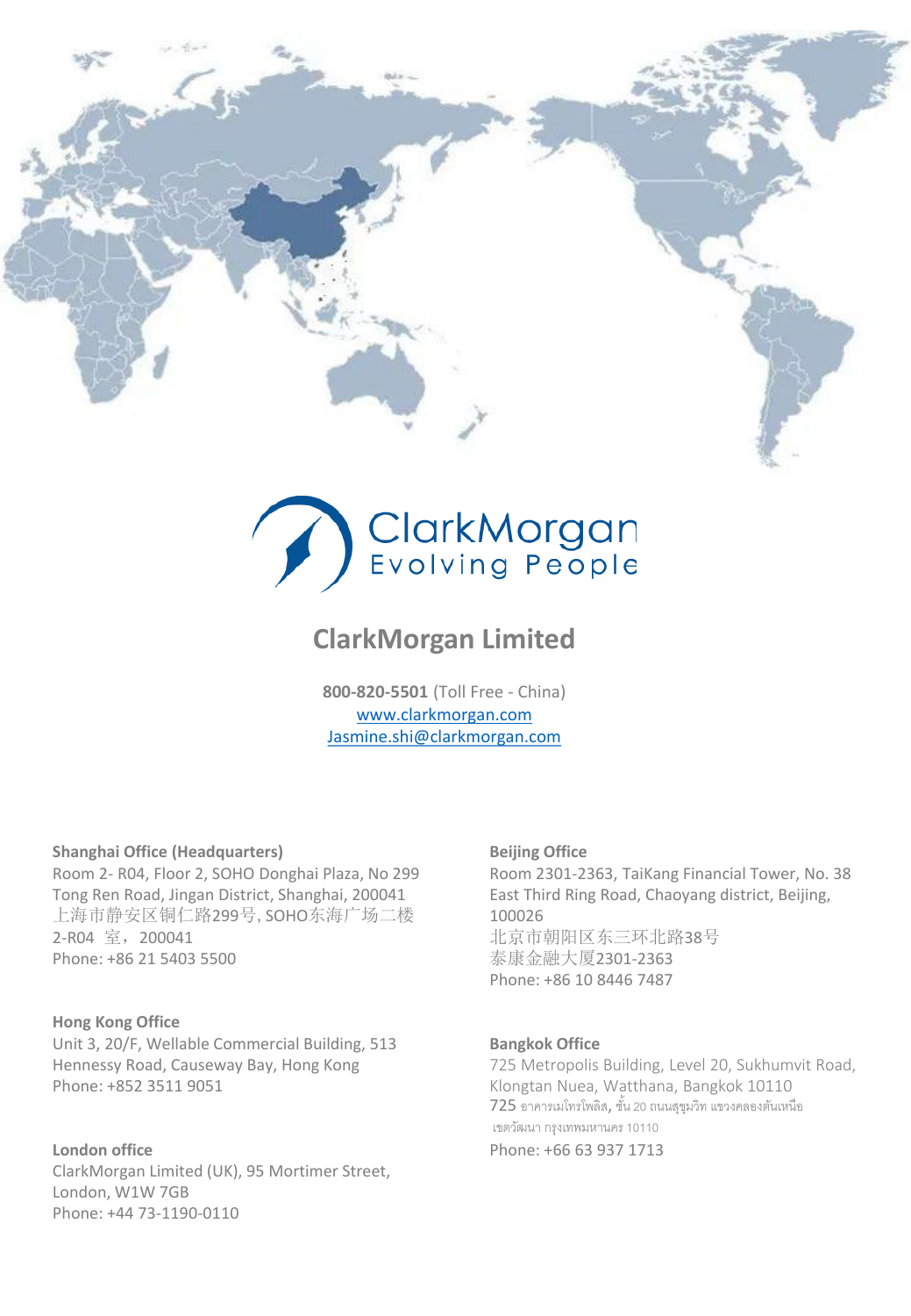ClarkMorgan

Evolving People

## ClarkMorgan Limited

**800-820-5501** (Toll Free - China)
www.clarkmorgan.com
Jasmine.shi@clarkmorgan.com

**Shanghai Office (Headquarters)**
Room 2- R04, Floor 2, SOHO Donghai Plaza, No 299 Tong Ren Road, Jingan District, Shanghai, 200041
上海市静安区铜仁路299号, SOHO东海广场二楼 2-R04 室，200041
Phone: +86 21 5403 5500

**Beijing Office**
Room 2301-2363, TaiKang Financial Tower, No. 38 East Third Ring Road, Chaoyang district, Beijing, 100026
北京市朝阳区东三环北路38号
泰康金融大厦2301-2363
Phone: +86 10 8446 7487

**Hong Kong Office**
Unit 3, 20/F, Wellable Commercial Building, 513 Hennessy Road, Causeway Bay, Hong Kong
Phone: +852 3511 9051

**Bangkok Office**
725 Metropolis Building, Level 20, Sukhumvit Road, Klongtan Nuea, Watthana, Bangkok 10110
725 อาคารเมโทรโพลิส, ชั้น 20 ถนนสุขุมวิท แขวงคลองตันเหนือ เขตวัฒนา กรุงเทพมหานคร 10110
Phone: +66 63 937 1713

**London office**
ClarkMorgan Limited (UK), 95 Mortimer Street, London, W1W 7GB
Phone: +44 73-1190-0110